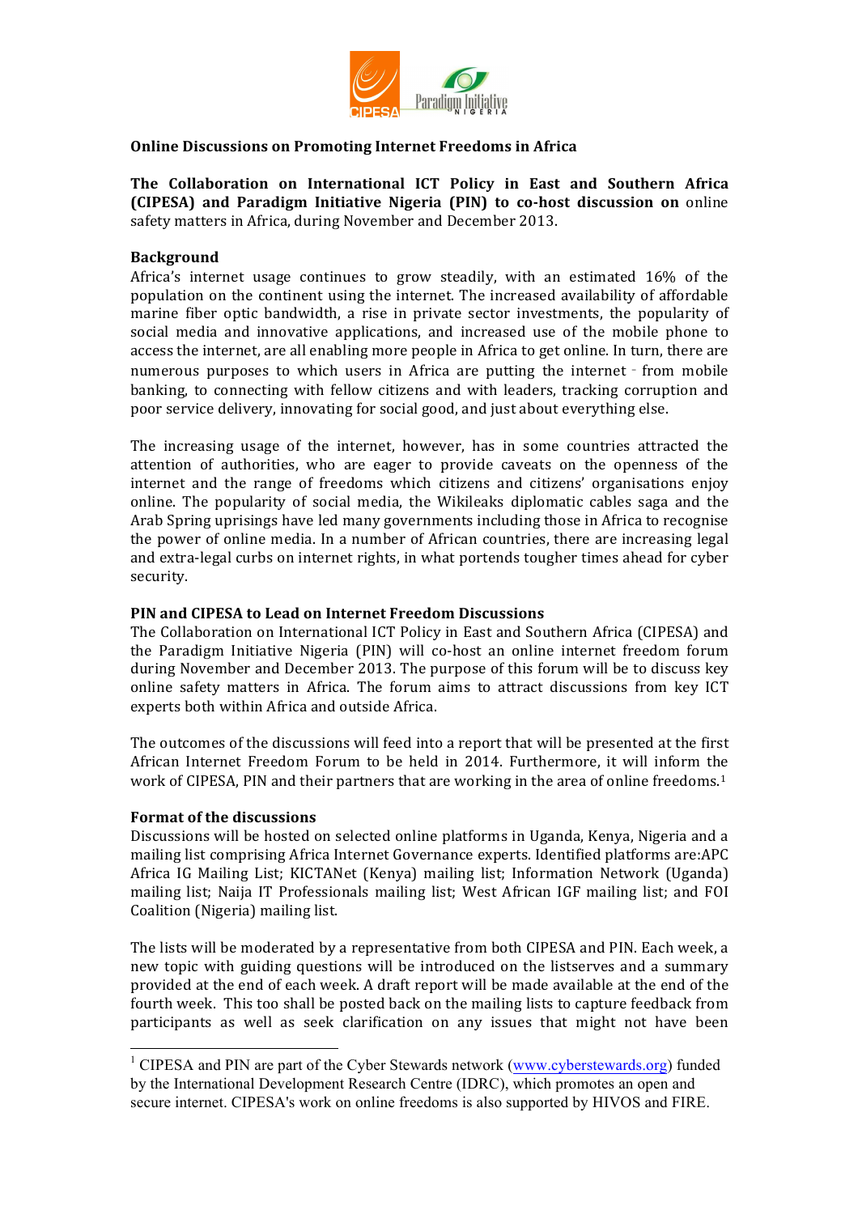**Online Discussions on Promoting Internet Freedoms in Africa**

**The Collaboration on International ICT Policy in East and Southern Africa (CIPESA) and Paradigm Initiative Nigeria (PIN) to co-host discussion on** online safety matters in Africa, during November and December 2013.

**Background**

Africa's internet usage continues to grow steadily, with an estimated 16% of the population on the continent using the internet. The increased availability of affordable marine fiber optic bandwidth, a rise in private sector investments, the popularity of social media and innovative applications, and increased use of the mobile phone to access the internet, are all enabling more people in Africa to get online. In turn, there are numerous purposes to which users in Africa are putting the internet - from mobile banking, to connecting with fellow citizens and with leaders, tracking corruption and poor service delivery, innovating for social good, and just about everything else.

The increasing usage of the internet, however, has in some countries attracted the attention of authorities, who are eager to provide caveats on the openness of the internet and the range of freedoms which citizens and citizens' organisations enjoy online. The popularity of social media, the Wikileaks diplomatic cables saga and the Arab Spring uprisings have led many governments including those in Africa to recognise the power of online media. In a number of African countries, there are increasing legal and extra-legal curbs on internet rights, in what portends tougher times ahead for cyber security.

**PIN and CIPESA to Lead on Internet Freedom Discussions**

The Collaboration on International ICT Policy in East and Southern Africa (CIPESA) and the Paradigm Initiative Nigeria (PIN) will co-host an online internet freedom forum during November and December 2013. The purpose of this forum will be to discuss key online safety matters in Africa. The forum aims to attract discussions from key ICT experts both within Africa and outside Africa.

The outcomes of the discussions will feed into a report that will be presented at the first African Internet Freedom Forum to be held in 2014. Furthermore, it will inform the work of CIPESA, PIN and their partners that are working in the area of online freedoms.[1]

**Format of the discussions**

Discussions will be hosted on selected online platforms in Uganda, Kenya, Nigeria and a mailing list comprising Africa Internet Governance experts. Identified platforms are:APC Africa IG Mailing List; KICTANet (Kenya) mailing list; Information Network (Uganda) mailing list; Naija IT Professionals mailing list; West African IGF mailing list; and FOI Coalition (Nigeria) mailing list.

The lists will be moderated by a representative from both CIPESA and PIN. Each week, a new topic with guiding questions will be introduced on the listserves and a summary provided at the end of each week. A draft report will be made available at the end of the fourth week. This too shall be posted back on the mailing lists to capture feedback from participants as well as seek clarification on any issues that might not have been

---

[1] CIPESA and PIN are part of the Cyber Stewards network (www.cyberstewards.org) funded by the International Development Research Centre (IDRC), which promotes an open and secure internet. CIPESA's work on online freedoms is also supported by HIVOS and FIRE.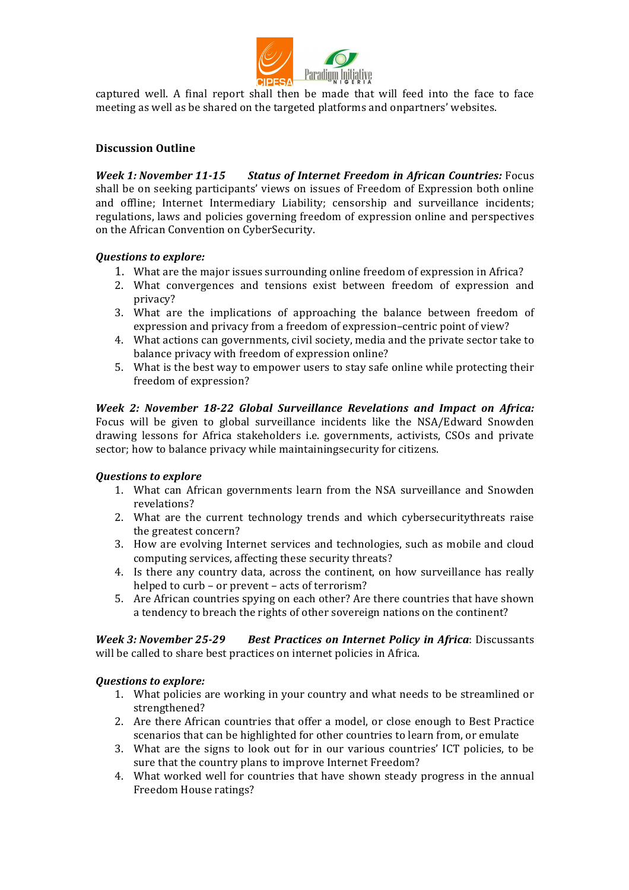captured well. A final report shall then be made that will feed into the face to face meeting as well as be shared on the targeted platforms and onpartners' websites.

**Discussion Outline**

***Week 1: November 11-15*** ***Status of Internet Freedom in African Countries:*** Focus shall be on seeking participants' views on issues of Freedom of Expression both online and offline; Internet Intermediary Liability; censorship and surveillance incidents; regulations, laws and policies governing freedom of expression online and perspectives on the African Convention on CyberSecurity.

***Questions to explore:***

1. What are the major issues surrounding online freedom of expression in Africa?
2. What convergences and tensions exist between freedom of expression and privacy?
3. What are the implications of approaching the balance between freedom of expression and privacy from a freedom of expression–centric point of view?
4. What actions can governments, civil society, media and the private sector take to balance privacy with freedom of expression online?
5. What is the best way to empower users to stay safe online while protecting their freedom of expression?

***Week 2: November 18-22 Global Surveillance Revelations and Impact on Africa:*** Focus will be given to global surveillance incidents like the NSA/Edward Snowden drawing lessons for Africa stakeholders i.e. governments, activists, CSOs and private sector; how to balance privacy while maintainingsecurity for citizens.

***Questions to explore***

1. What can African governments learn from the NSA surveillance and Snowden revelations?
2. What are the current technology trends and which cybersecuritythreats raise the greatest concern?
3. How are evolving Internet services and technologies, such as mobile and cloud computing services, affecting these security threats?
4. Is there any country data, across the continent, on how surveillance has really helped to curb – or prevent – acts of terrorism?
5. Are African countries spying on each other? Are there countries that have shown a tendency to breach the rights of other sovereign nations on the continent?

***Week 3: November 25-29*** ***Best Practices on Internet Policy in Africa***: Discussants will be called to share best practices on internet policies in Africa.

***Questions to explore:***

1. What policies are working in your country and what needs to be streamlined or strengthened?
2. Are there African countries that offer a model, or close enough to Best Practice scenarios that can be highlighted for other countries to learn from, or emulate
3. What are the signs to look out for in our various countries' ICT policies, to be sure that the country plans to improve Internet Freedom?
4. What worked well for countries that have shown steady progress in the annual Freedom House ratings?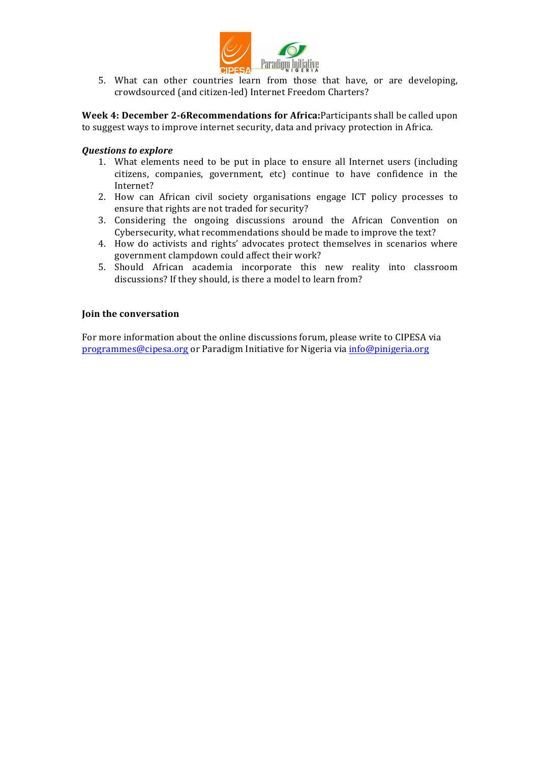5. What can other countries learn from those that have, or are developing, crowdsourced (and citizen-led) Internet Freedom Charters?

**Week 4: December 2-6Recommendations for Africa:**Participants shall be called upon to suggest ways to improve internet security, data and privacy protection in Africa.

***Questions to explore***

1. What elements need to be put in place to ensure all Internet users (including citizens, companies, government, etc) continue to have confidence in the Internet?
2. How can African civil society organisations engage ICT policy processes to ensure that rights are not traded for security?
3. Considering the ongoing discussions around the African Convention on Cybersecurity, what recommendations should be made to improve the text?
4. How do activists and rights' advocates protect themselves in scenarios where government clampdown could affect their work?
5. Should African academia incorporate this new reality into classroom discussions? If they should, is there a model to learn from?

**Join the conversation**

For more information about the online discussions forum, please write to CIPESA via programmes@cipesa.org or Paradigm Initiative for Nigeria via info@pinigeria.org